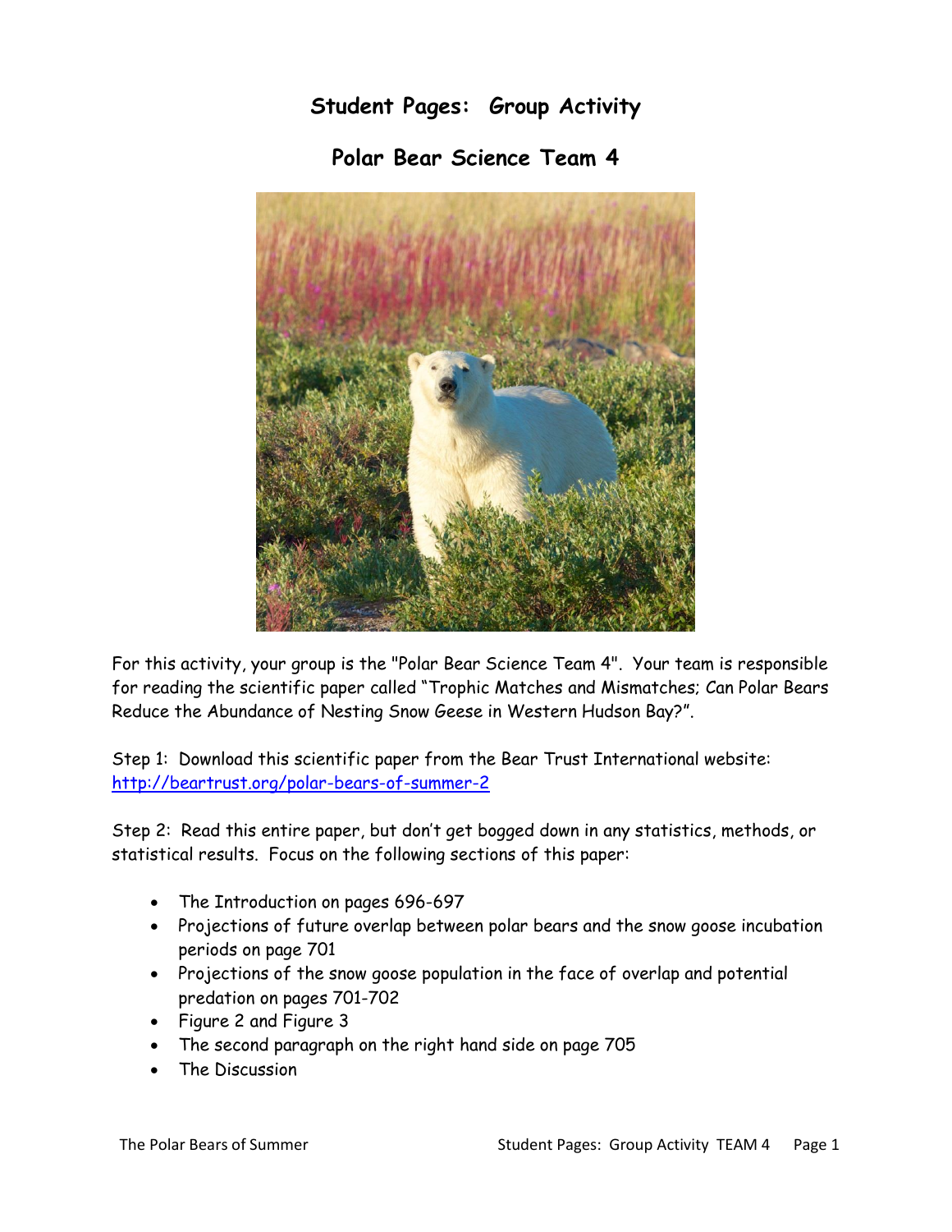# Student Pages: Group Activity

## Polar Bear Science Team 4

For this activity, your group is the "Polar Bear Science Team 4". Your team is responsible for reading the scientific paper called "Trophic Matches and Mismatches; Can Polar Bears Reduce the Abundance of Nesting Snow Geese in Western Hudson Bay?".

Step 1: Download this scientific paper from the Bear Trust International website: http://beartrust.org/polar-bears-of-summer-2

Step 2: Read this entire paper, but don't get bogged down in any statistics, methods, or statistical results. Focus on the following sections of this paper:

- The Introduction on pages 696-697
- Projections of future overlap between polar bears and the snow goose incubation periods on page 701
- Projections of the snow goose population in the face of overlap and potential predation on pages 701-702
- Figure 2 and Figure 3
- The second paragraph on the right hand side on page 705
- The Discussion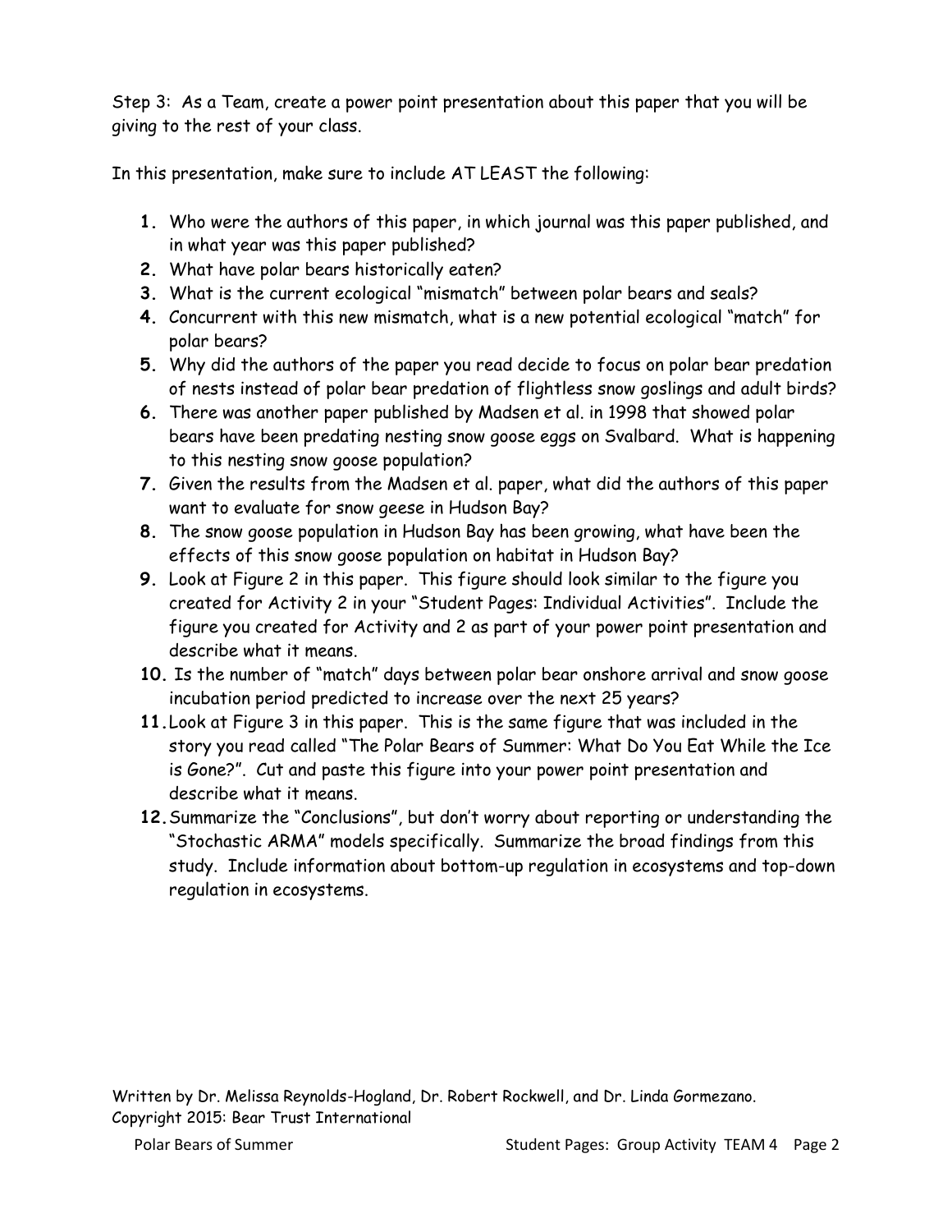Step 3: As a Team, create a power point presentation about this paper that you will be giving to the rest of your class.

In this presentation, make sure to include AT LEAST the following:

1. Who were the authors of this paper, in which journal was this paper published, and in what year was this paper published?
2. What have polar bears historically eaten?
3. What is the current ecological "mismatch" between polar bears and seals?
4. Concurrent with this new mismatch, what is a new potential ecological "match" for polar bears?
5. Why did the authors of the paper you read decide to focus on polar bear predation of nests instead of polar bear predation of flightless snow goslings and adult birds?
6. There was another paper published by Madsen et al. in 1998 that showed polar bears have been predating nesting snow goose eggs on Svalbard. What is happening to this nesting snow goose population?
7. Given the results from the Madsen et al. paper, what did the authors of this paper want to evaluate for snow geese in Hudson Bay?
8. The snow goose population in Hudson Bay has been growing, what have been the effects of this snow goose population on habitat in Hudson Bay?
9. Look at Figure 2 in this paper. This figure should look similar to the figure you created for Activity 2 in your "Student Pages: Individual Activities". Include the figure you created for Activity and 2 as part of your power point presentation and describe what it means.
10. Is the number of "match" days between polar bear onshore arrival and snow goose incubation period predicted to increase over the next 25 years?
11. Look at Figure 3 in this paper. This is the same figure that was included in the story you read called "The Polar Bears of Summer: What Do You Eat While the Ice is Gone?". Cut and paste this figure into your power point presentation and describe what it means.
12. Summarize the "Conclusions", but don't worry about reporting or understanding the "Stochastic ARMA" models specifically. Summarize the broad findings from this study. Include information about bottom-up regulation in ecosystems and top-down regulation in ecosystems.

Written by Dr. Melissa Reynolds-Hogland, Dr. Robert Rockwell, and Dr. Linda Gormezano.
Copyright 2015: Bear Trust International